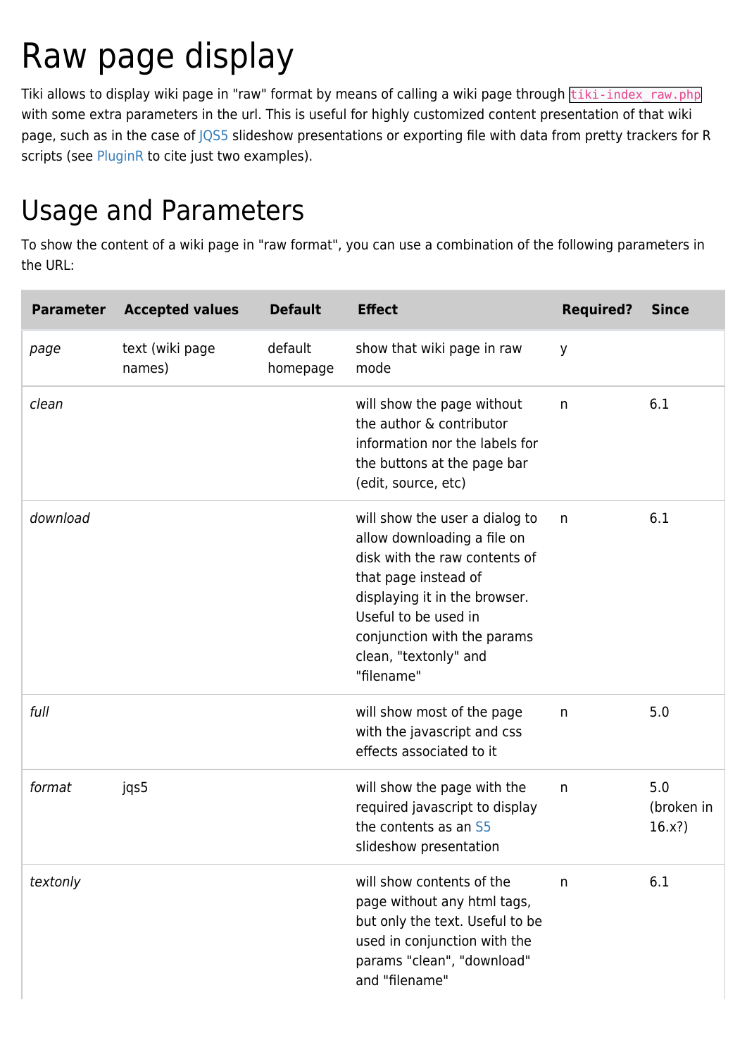# Raw page display

Tiki allows to display wiki page in "raw" format by means of calling a wiki page through `tiki-index_raw.php` with some extra parameters in the url. This is useful for highly customized content presentation of that wiki page, such as in the case of JQS5 slideshow presentations or exporting file with data from pretty trackers for R scripts (see PluginR to cite just two examples).

## Usage and Parameters

To show the content of a wiki page in "raw format", you can use a combination of the following parameters in the URL:

| Parameter | Accepted values | Default | Effect | Required? | Since |
|---|---|---|---|---|---|
| *page* | text (wiki page names) | default homepage | show that wiki page in raw mode | y | |
| *clean* | | | will show the page without the author & contributor information nor the labels for the buttons at the page bar (edit, source, etc) | n | 6.1 |
| *download* | | | will show the user a dialog to allow downloading a file on disk with the raw contents of that page instead of displaying it in the browser. Useful to be used in conjunction with the params clean, "textonly" and "filename" | n | 6.1 |
| *full* | | | will show most of the page with the javascript and css effects associated to it | n | 5.0 |
| *format* | jqs5 | | will show the page with the required javascript to display the contents as an S5 slideshow presentation | n | 5.0 (broken in 16.x?) |
| *textonly* | | | will show contents of the page without any html tags, but only the text. Useful to be used in conjunction with the params "clean", "download" and "filename" | n | 6.1 |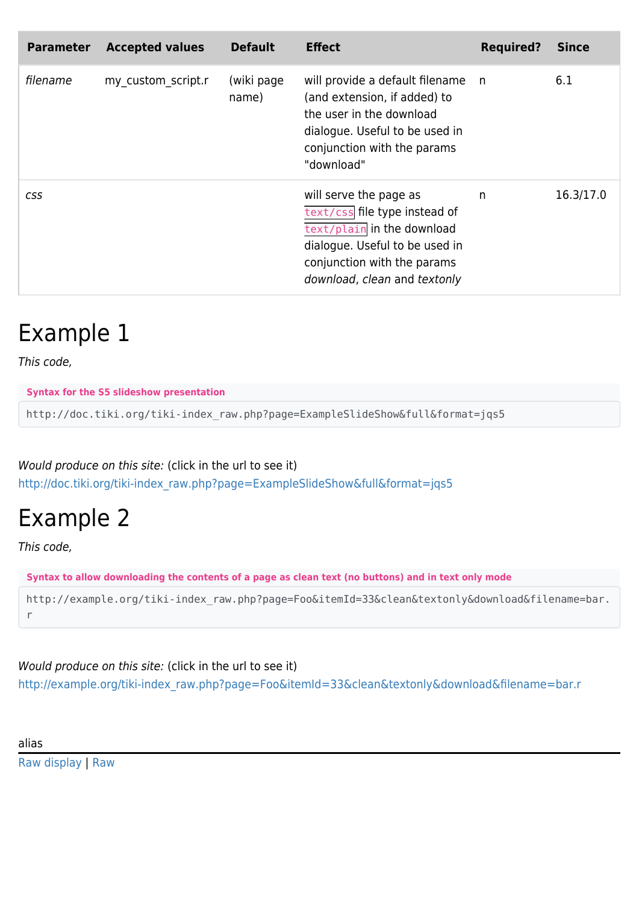| Parameter | Accepted values | Default | Effect | Required? | Since |
| --- | --- | --- | --- | --- | --- |
| *filename* | my_custom_script.r | (wiki page name) | will provide a default filename (and extension, if added) to the user in the download dialogue. Useful to be used in conjunction with the params "download" | n | 6.1 |
| *css* | | | will serve the page as `text/css` file type instead of `text/plain` in the download dialogue. Useful to be used in conjunction with the params *download*, *clean* and *textonly* | n | 16.3/17.0 |

# Example 1

*This code,*

**Syntax for the S5 slideshow presentation**

```
http://doc.tiki.org/tiki-index_raw.php?page=ExampleSlideShow&full&format=jqs5
```

*Would produce on this site:* (click in the url to see it)
http://doc.tiki.org/tiki-index_raw.php?page=ExampleSlideShow&full&format=jqs5

# Example 2

*This code,*

**Syntax to allow downloading the contents of a page as clean text (no buttons) and in text only mode**

```
http://example.org/tiki-index_raw.php?page=Foo&itemId=33&clean&textonly&download&filename=bar.r
```

*Would produce on this site:* (click in the url to see it)
http://example.org/tiki-index_raw.php?page=Foo&itemId=33&clean&textonly&download&filename=bar.r

alias

Raw display | Raw